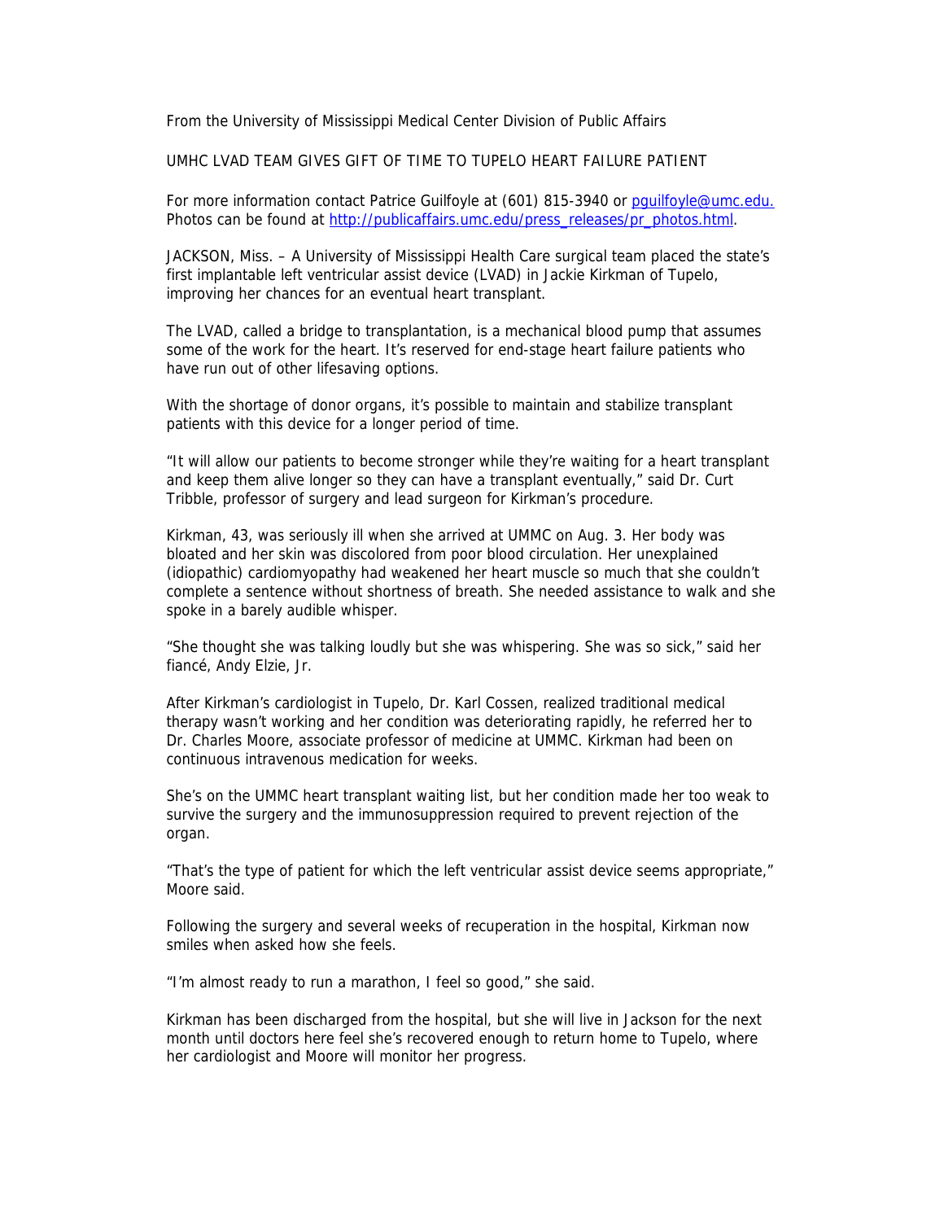From the University of Mississippi Medical Center Division of Public Affairs

# UMHC LVAD TEAM GIVES GIFT OF TIME TO TUPELO HEART FAILURE PATIENT

For more information contact Patrice Guilfoyle at (601) 815-3940 or pguilfoyle@umc.edu. Photos can be found at http://publicaffairs.umc.edu/press_releases/pr_photos.html.

JACKSON, Miss. – A University of Mississippi Health Care surgical team placed the state's first implantable left ventricular assist device (LVAD) in Jackie Kirkman of Tupelo, improving her chances for an eventual heart transplant.

The LVAD, called a bridge to transplantation, is a mechanical blood pump that assumes some of the work for the heart. It's reserved for end-stage heart failure patients who have run out of other lifesaving options.

With the shortage of donor organs, it's possible to maintain and stabilize transplant patients with this device for a longer period of time.

"It will allow our patients to become stronger while they're waiting for a heart transplant and keep them alive longer so they can have a transplant eventually," said Dr. Curt Tribble, professor of surgery and lead surgeon for Kirkman's procedure.

Kirkman, 43, was seriously ill when she arrived at UMMC on Aug. 3. Her body was bloated and her skin was discolored from poor blood circulation. Her unexplained (idiopathic) cardiomyopathy had weakened her heart muscle so much that she couldn't complete a sentence without shortness of breath. She needed assistance to walk and she spoke in a barely audible whisper.

"She thought she was talking loudly but she was whispering. She was so sick," said her fiancé, Andy Elzie, Jr.

After Kirkman's cardiologist in Tupelo, Dr. Karl Cossen, realized traditional medical therapy wasn't working and her condition was deteriorating rapidly, he referred her to Dr. Charles Moore, associate professor of medicine at UMMC. Kirkman had been on continuous intravenous medication for weeks.

She's on the UMMC heart transplant waiting list, but her condition made her too weak to survive the surgery and the immunosuppression required to prevent rejection of the organ.

"That's the type of patient for which the left ventricular assist device seems appropriate," Moore said.

Following the surgery and several weeks of recuperation in the hospital, Kirkman now smiles when asked how she feels.

"I'm almost ready to run a marathon, I feel so good," she said.

Kirkman has been discharged from the hospital, but she will live in Jackson for the next month until doctors here feel she's recovered enough to return home to Tupelo, where her cardiologist and Moore will monitor her progress.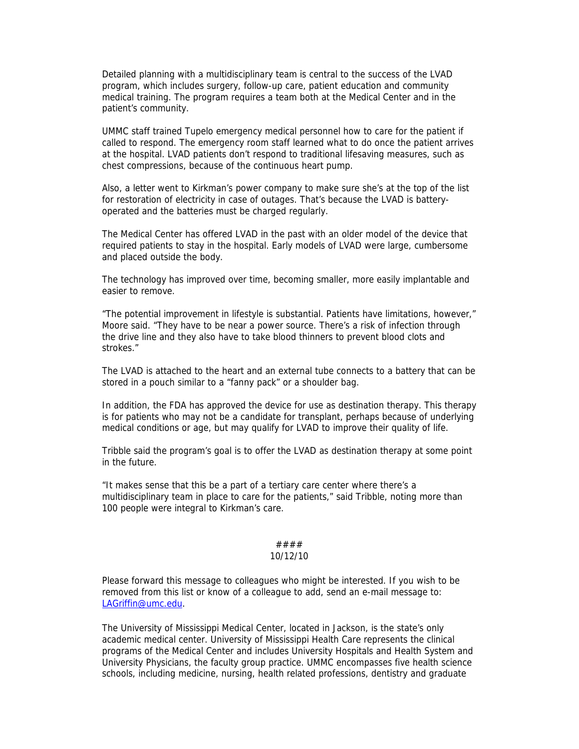Detailed planning with a multidisciplinary team is central to the success of the LVAD program, which includes surgery, follow-up care, patient education and community medical training. The program requires a team both at the Medical Center and in the patient's community.

UMMC staff trained Tupelo emergency medical personnel how to care for the patient if called to respond. The emergency room staff learned what to do once the patient arrives at the hospital. LVAD patients don't respond to traditional lifesaving measures, such as chest compressions, because of the continuous heart pump.

Also, a letter went to Kirkman's power company to make sure she's at the top of the list for restoration of electricity in case of outages. That's because the LVAD is battery-operated and the batteries must be charged regularly.

The Medical Center has offered LVAD in the past with an older model of the device that required patients to stay in the hospital. Early models of LVAD were large, cumbersome and placed outside the body.

The technology has improved over time, becoming smaller, more easily implantable and easier to remove.

"The potential improvement in lifestyle is substantial. Patients have limitations, however," Moore said. "They have to be near a power source. There's a risk of infection through the drive line and they also have to take blood thinners to prevent blood clots and strokes."

The LVAD is attached to the heart and an external tube connects to a battery that can be stored in a pouch similar to a "fanny pack" or a shoulder bag.

In addition, the FDA has approved the device for use as destination therapy. This therapy is for patients who may not be a candidate for transplant, perhaps because of underlying medical conditions or age, but may qualify for LVAD to improve their quality of life.

Tribble said the program's goal is to offer the LVAD as destination therapy at some point in the future.

"It makes sense that this be a part of a tertiary care center where there's a multidisciplinary team in place to care for the patients," said Tribble, noting more than 100 people were integral to Kirkman's care.

####
10/12/10

Please forward this message to colleagues who might be interested. If you wish to be removed from this list or know of a colleague to add, send an e-mail message to: LAGriffin@umc.edu.

The University of Mississippi Medical Center, located in Jackson, is the state's only academic medical center. University of Mississippi Health Care represents the clinical programs of the Medical Center and includes University Hospitals and Health System and University Physicians, the faculty group practice. UMMC encompasses five health science schools, including medicine, nursing, health related professions, dentistry and graduate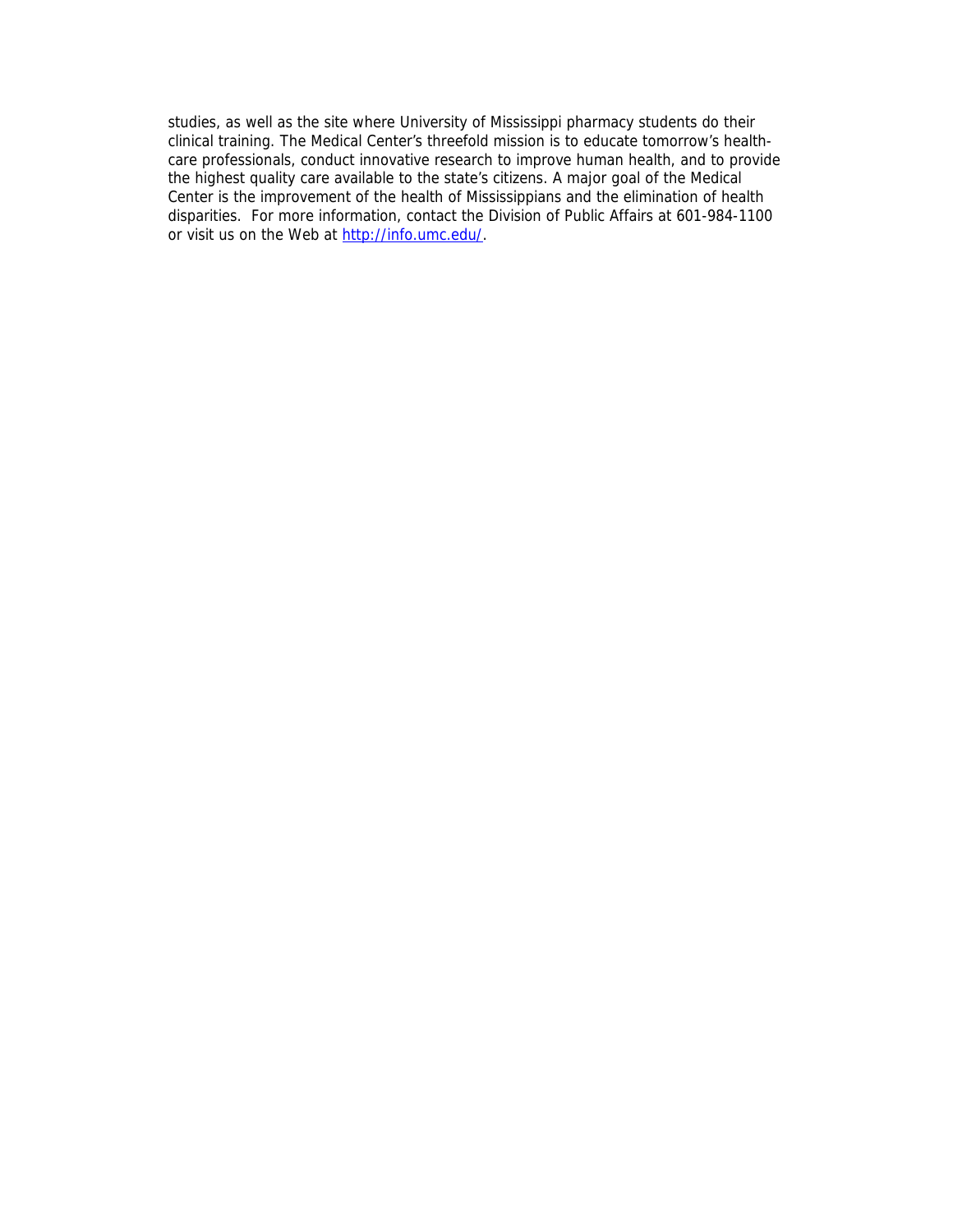studies, as well as the site where University of Mississippi pharmacy students do their clinical training. The Medical Center's threefold mission is to educate tomorrow's health-care professionals, conduct innovative research to improve human health, and to provide the highest quality care available to the state's citizens. A major goal of the Medical Center is the improvement of the health of Mississippians and the elimination of health disparities.  For more information, contact the Division of Public Affairs at 601-984-1100 or visit us on the Web at [http://info.umc.edu/](http://info.umc.edu/).